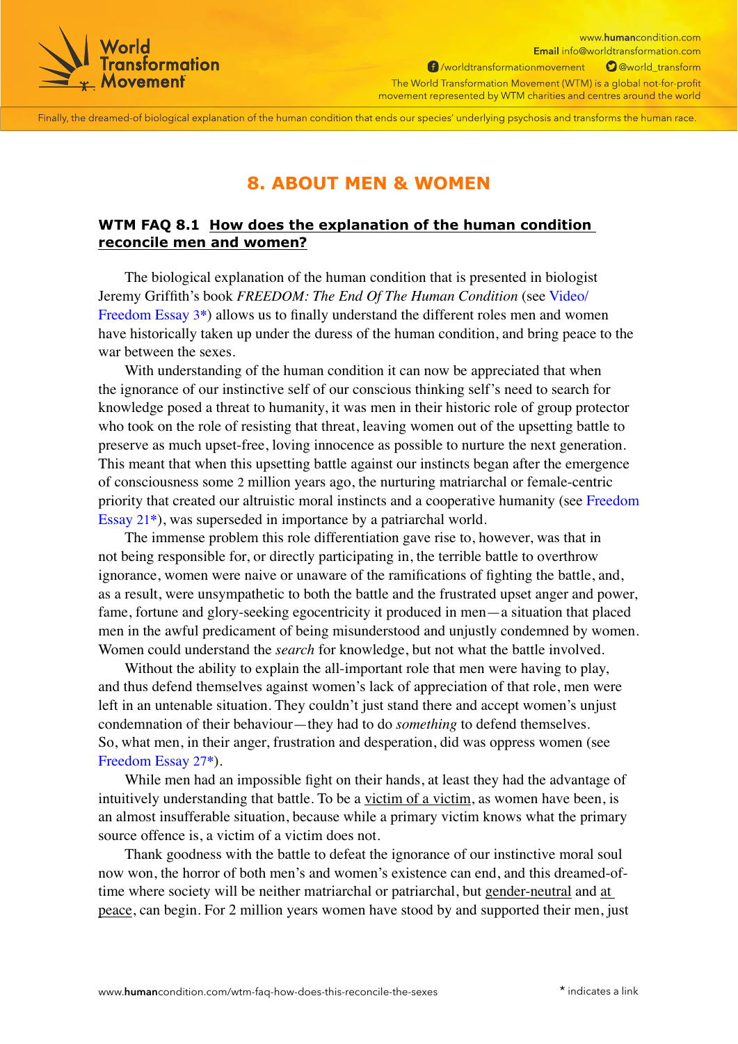# 8. ABOUT MEN & WOMEN

## WTM FAQ 8.1 How does the explanation of the human condition reconcile men and women?

The biological explanation of the human condition that is presented in biologist Jeremy Griffith's book *FREEDOM: The End Of The Human Condition* (see Video/Freedom Essay 3*) allows us to finally understand the different roles men and women have historically taken up under the duress of the human condition, and bring peace to the war between the sexes.

With understanding of the human condition it can now be appreciated that when the ignorance of our instinctive self of our conscious thinking self's need to search for knowledge posed a threat to humanity, it was men in their historic role of group protector who took on the role of resisting that threat, leaving women out of the upsetting battle to preserve as much upset-free, loving innocence as possible to nurture the next generation. This meant that when this upsetting battle against our instincts began after the emergence of consciousness some 2 million years ago, the nurturing matriarchal or female-centric priority that created our altruistic moral instincts and a cooperative humanity (see Freedom Essay 21*), was superseded in importance by a patriarchal world.

The immense problem this role differentiation gave rise to, however, was that in not being responsible for, or directly participating in, the terrible battle to overthrow ignorance, women were naive or unaware of the ramifications of fighting the battle, and, as a result, were unsympathetic to both the battle and the frustrated upset anger and power, fame, fortune and glory-seeking egocentricity it produced in men—a situation that placed men in the awful predicament of being misunderstood and unjustly condemned by women. Women could understand the *search* for knowledge, but not what the battle involved.

Without the ability to explain the all-important role that men were having to play, and thus defend themselves against women's lack of appreciation of that role, men were left in an untenable situation. They couldn't just stand there and accept women's unjust condemnation of their behaviour—they had to do *something* to defend themselves. So, what men, in their anger, frustration and desperation, did was oppress women (see Freedom Essay 27*).

While men had an impossible fight on their hands, at least they had the advantage of intuitively understanding that battle. To be a victim of a victim, as women have been, is an almost insufferable situation, because while a primary victim knows what the primary source offence is, a victim of a victim does not.

Thank goodness with the battle to defeat the ignorance of our instinctive moral soul now won, the horror of both men's and women's existence can end, and this dreamed-of-time where society will be neither matriarchal or patriarchal, but gender-neutral and at peace, can begin. For 2 million years women have stood by and supported their men, just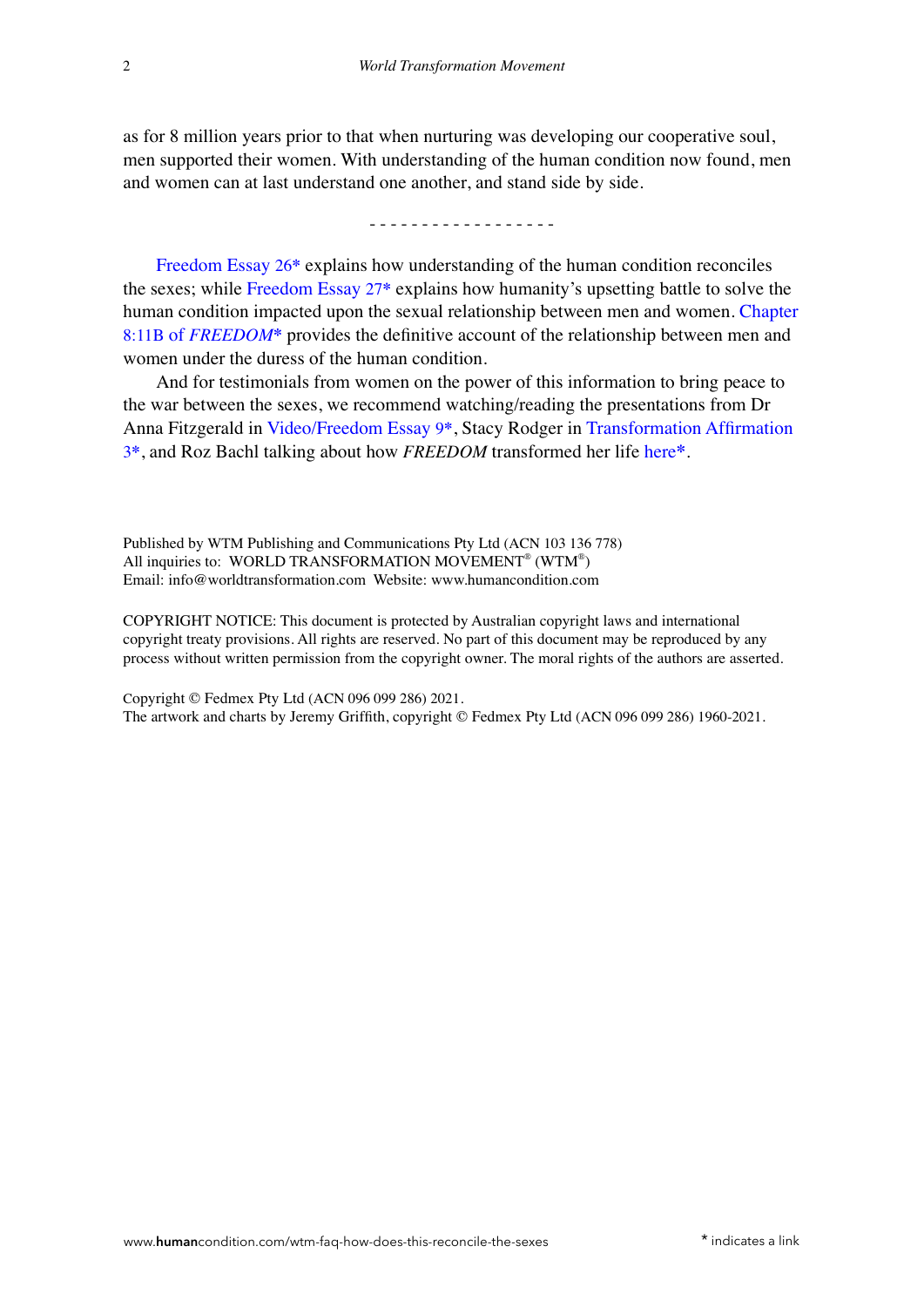as for 8 million years prior to that when nurturing was developing our cooperative soul, men supported their women. With understanding of the human condition now found, men and women can at last understand one another, and stand side by side.

- - - - - - - - - - - - - - - - - -

Freedom Essay 26* explains how understanding of the human condition reconciles the sexes; while Freedom Essay 27* explains how humanity's upsetting battle to solve the human condition impacted upon the sexual relationship between men and women. Chapter 8:11B of *FREEDOM** provides the definitive account of the relationship between men and women under the duress of the human condition.

And for testimonials from women on the power of this information to bring peace to the war between the sexes, we recommend watching/reading the presentations from Dr Anna Fitzgerald in Video/Freedom Essay 9*, Stacy Rodger in Transformation Affirmation 3*, and Roz Bachl talking about how *FREEDOM* transformed her life here*.

Published by WTM Publishing and Communications Pty Ltd (ACN 103 136 778)
All inquiries to: WORLD TRANSFORMATION MOVEMENT® (WTM®)
Email: info@worldtransformation.com Website: www.humancondition.com

COPYRIGHT NOTICE: This document is protected by Australian copyright laws and international copyright treaty provisions. All rights are reserved. No part of this document may be reproduced by any process without written permission from the copyright owner. The moral rights of the authors are asserted.

Copyright © Fedmex Pty Ltd (ACN 096 099 286) 2021.
The artwork and charts by Jeremy Griffith, copyright © Fedmex Pty Ltd (ACN 096 099 286) 1960-2021.

* indicates a link